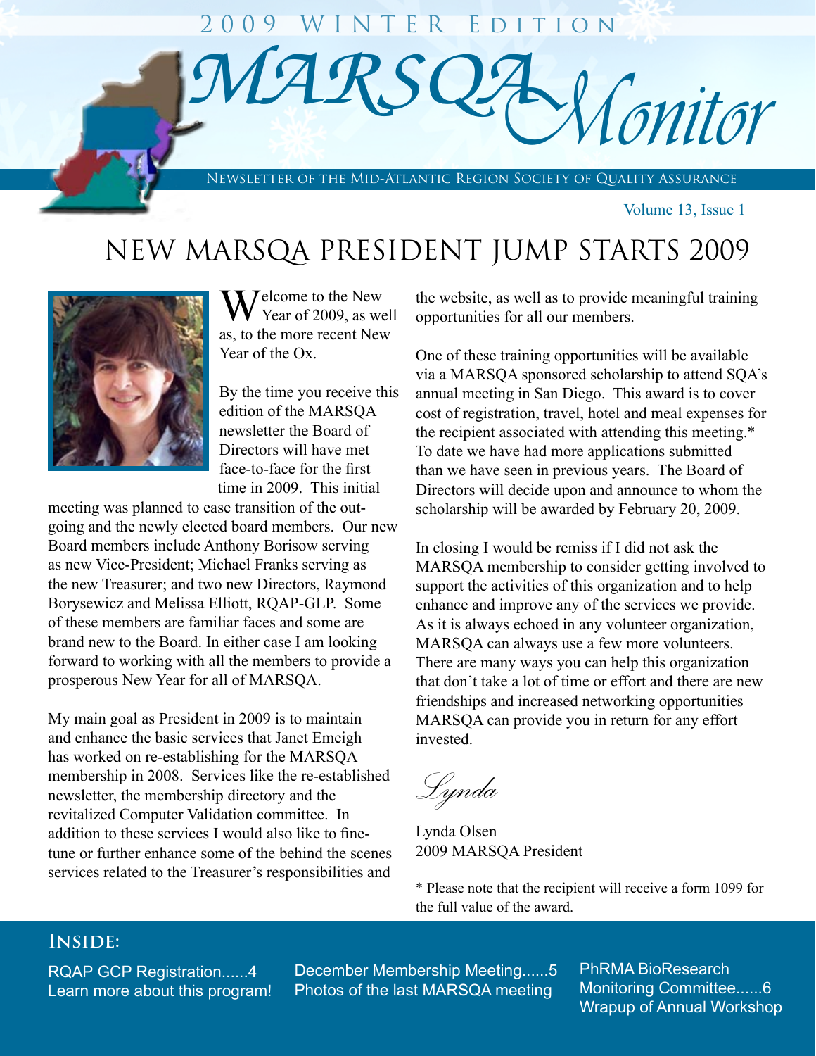2009 Winter Edition

# MARSQA Monitor

Newsletter of the Mid-Atlantic Region Society of Quality Assurance

Volume 13, Issue 1

## New MARSQA President Jump Starts 2009

Welcome to the New Year of 2009, as well as, to the more recent New Year of the Ox.

By the time you receive this edition of the MARSQA newsletter the Board of Directors will have met face-to-face for the first time in 2009. This initial meeting was planned to ease transition of the outgoing and the newly elected board members. Our new Board members include Anthony Borisow serving as new Vice-President; Michael Franks serving as the new Treasurer; and two new Directors, Raymond Borysewicz and Melissa Elliott, RQAP-GLP. Some of these members are familiar faces and some are brand new to the Board. In either case I am looking forward to working with all the members to provide a prosperous New Year for all of MARSQA.

My main goal as President in 2009 is to maintain and enhance the basic services that Janet Emeigh has worked on re-establishing for the MARSQA membership in 2008. Services like the re-established newsletter, the membership directory and the revitalized Computer Validation committee. In addition to these services I would also like to fine-tune or further enhance some of the behind the scenes services related to the Treasurer's responsibilities and the website, as well as to provide meaningful training opportunities for all our members.

One of these training opportunities will be available via a MARSQA sponsored scholarship to attend SQA's annual meeting in San Diego. This award is to cover cost of registration, travel, hotel and meal expenses for the recipient associated with attending this meeting.* To date we have had more applications submitted than we have seen in previous years. The Board of Directors will decide upon and announce to whom the scholarship will be awarded by February 20, 2009.

In closing I would be remiss if I did not ask the MARSQA membership to consider getting involved to support the activities of this organization and to help enhance and improve any of the services we provide. As it is always echoed in any volunteer organization, MARSQA can always use a few more volunteers. There are many ways you can help this organization that don't take a lot of time or effort and there are new friendships and increased networking opportunities MARSQA can provide you in return for any effort invested.

*Lynda*

Lynda Olsen
2009 MARSQA President

* Please note that the recipient will receive a form 1099 for the full value of the award.

### Inside:

- RQAP GCP Registration......4 — Learn more about this program!
- December Membership Meeting......5 — Photos of the last MARSQA meeting
- PhRMA BioResearch Monitoring Committee......6 — Wrapup of Annual Workshop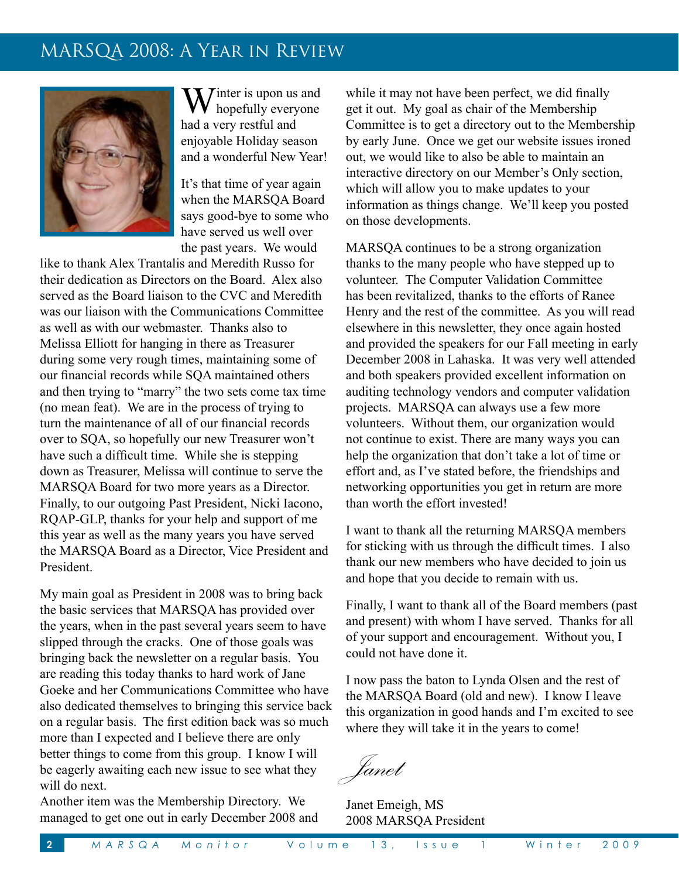# MARSQA 2008: A Year in Review

Winter is upon us and hopefully everyone had a very restful and enjoyable Holiday season and a wonderful New Year!

It's that time of year again when the MARSQA Board says good-bye to some who have served us well over the past years. We would like to thank Alex Trantalis and Meredith Russo for their dedication as Directors on the Board. Alex also served as the Board liaison to the CVC and Meredith was our liaison with the Communications Committee as well as with our webmaster. Thanks also to Melissa Elliott for hanging in there as Treasurer during some very rough times, maintaining some of our financial records while SQA maintained others and then trying to "marry" the two sets come tax time (no mean feat). We are in the process of trying to turn the maintenance of all of our financial records over to SQA, so hopefully our new Treasurer won't have such a difficult time. While she is stepping down as Treasurer, Melissa will continue to serve the MARSQA Board for two more years as a Director. Finally, to our outgoing Past President, Nicki Iacono, RQAP-GLP, thanks for your help and support of me this year as well as the many years you have served the MARSQA Board as a Director, Vice President and President.

My main goal as President in 2008 was to bring back the basic services that MARSQA has provided over the years, when in the past several years seem to have slipped through the cracks. One of those goals was bringing back the newsletter on a regular basis. You are reading this today thanks to hard work of Jane Goeke and her Communications Committee who have also dedicated themselves to bringing this service back on a regular basis. The first edition back was so much more than I expected and I believe there are only better things to come from this group. I know I will be eagerly awaiting each new issue to see what they will do next.

Another item was the Membership Directory. We managed to get one out in early December 2008 and while it may not have been perfect, we did finally get it out. My goal as chair of the Membership Committee is to get a directory out to the Membership by early June. Once we get our website issues ironed out, we would like to also be able to maintain an interactive directory on our Member's Only section, which will allow you to make updates to your information as things change. We'll keep you posted on those developments.

MARSQA continues to be a strong organization thanks to the many people who have stepped up to volunteer. The Computer Validation Committee has been revitalized, thanks to the efforts of Ranee Henry and the rest of the committee. As you will read elsewhere in this newsletter, they once again hosted and provided the speakers for our Fall meeting in early December 2008 in Lahaska. It was very well attended and both speakers provided excellent information on auditing technology vendors and computer validation projects. MARSQA can always use a few more volunteers. Without them, our organization would not continue to exist. There are many ways you can help the organization that don't take a lot of time or effort and, as I've stated before, the friendships and networking opportunities you get in return are more than worth the effort invested!

I want to thank all the returning MARSQA members for sticking with us through the difficult times. I also thank our new members who have decided to join us and hope that you decide to remain with us.

Finally, I want to thank all of the Board members (past and present) with whom I have served. Thanks for all of your support and encouragement. Without you, I could not have done it.

I now pass the baton to Lynda Olsen and the rest of the MARSQA Board (old and new). I know I leave this organization in good hands and I'm excited to see where they will take it in the years to come!

*Janet*

Janet Emeigh, MS
2008 MARSQA President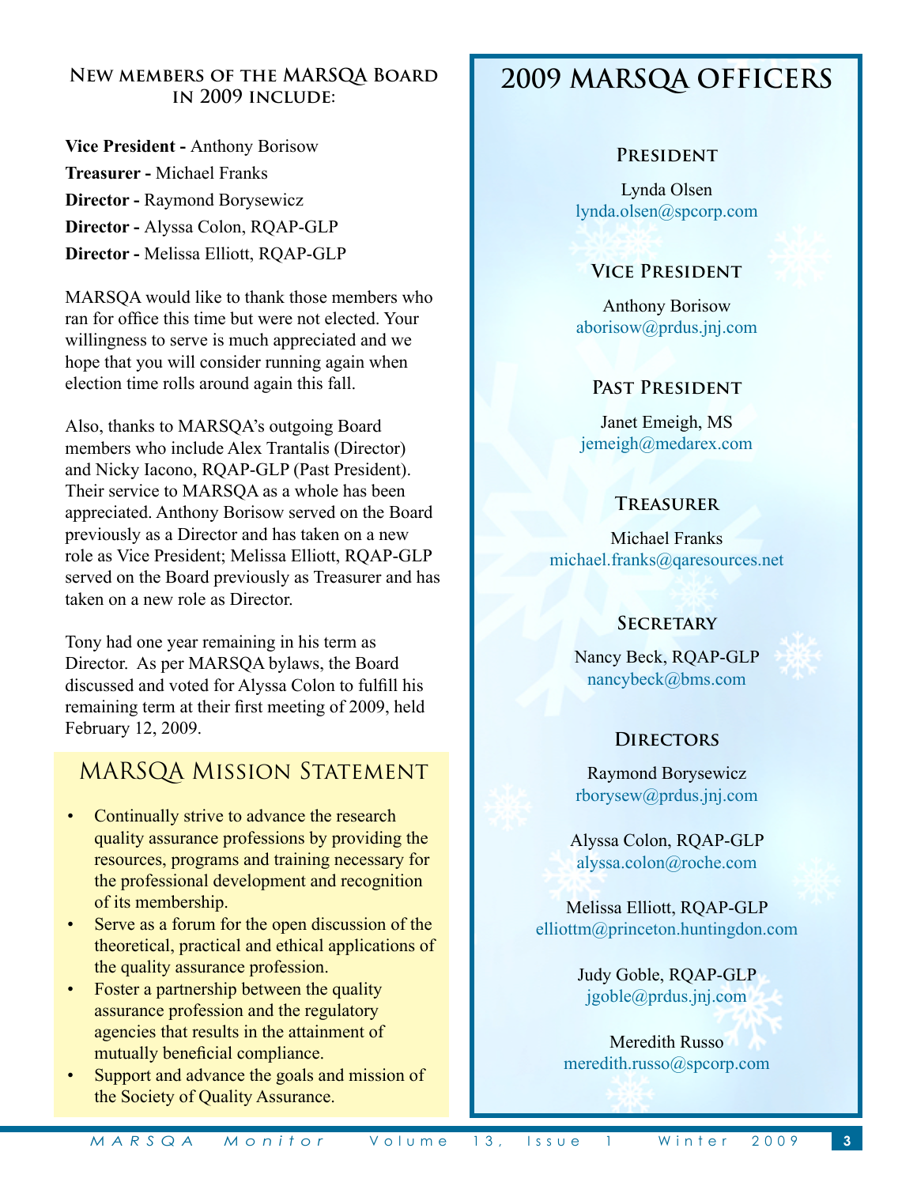### New members of the MARSQA Board in 2009 include:

**Vice President -** Anthony Borisow
**Treasurer -** Michael Franks
**Director -** Raymond Borysewicz
**Director -** Alyssa Colon, RQAP-GLP
**Director -** Melissa Elliott, RQAP-GLP

MARSQA would like to thank those members who ran for office this time but were not elected. Your willingness to serve is much appreciated and we hope that you will consider running again when election time rolls around again this fall.

Also, thanks to MARSQA's outgoing Board members who include Alex Trantalis (Director) and Nicky Iacono, RQAP-GLP (Past President). Their service to MARSQA as a whole has been appreciated. Anthony Borisow served on the Board previously as a Director and has taken on a new role as Vice President; Melissa Elliott, RQAP-GLP served on the Board previously as Treasurer and has taken on a new role as Director.

Tony had one year remaining in his term as Director. As per MARSQA bylaws, the Board discussed and voted for Alyssa Colon to fulfill his remaining term at their first meeting of 2009, held February 12, 2009.

## MARSQA Mission Statement

- Continually strive to advance the research quality assurance professions by providing the resources, programs and training necessary for the professional development and recognition of its membership.
- Serve as a forum for the open discussion of the theoretical, practical and ethical applications of the quality assurance profession.
- Foster a partnership between the quality assurance profession and the regulatory agencies that results in the attainment of mutually beneficial compliance.
- Support and advance the goals and mission of the Society of Quality Assurance.

## 2009 MARSQA Officers

### President

Lynda Olsen
lynda.olsen@spcorp.com

### Vice President

Anthony Borisow
aborisow@prdus.jnj.com

### Past President

Janet Emeigh, MS
jemeigh@medarex.com

### Treasurer

Michael Franks
michael.franks@qaresources.net

### Secretary

Nancy Beck, RQAP-GLP
nancybeck@bms.com

### Directors

Raymond Borysewicz
rborysew@prdus.jnj.com

Alyssa Colon, RQAP-GLP
alyssa.colon@roche.com

Melissa Elliott, RQAP-GLP
elliottm@princeton.huntingdon.com

Judy Goble, RQAP-GLP
jgoble@prdus.jnj.com

Meredith Russo
meredith.russo@spcorp.com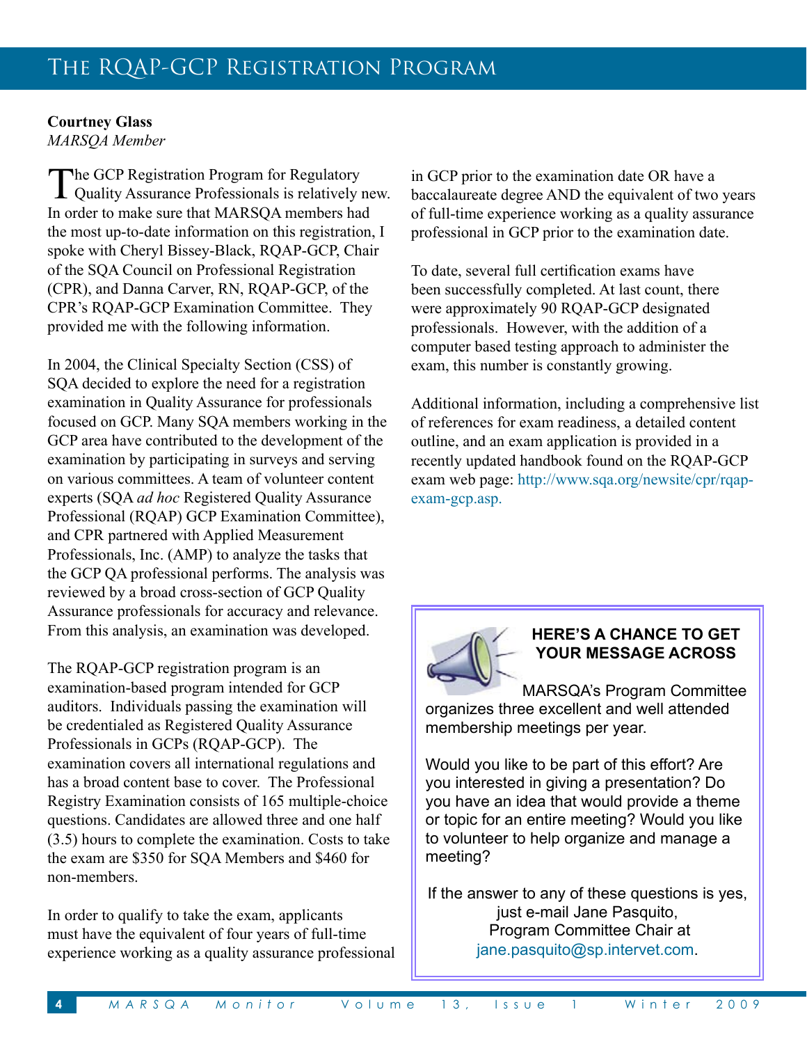# The RQAP-GCP Registration Program

**Courtney Glass**
*MARSQA Member*

The GCP Registration Program for Regulatory Quality Assurance Professionals is relatively new. In order to make sure that MARSQA members had the most up-to-date information on this registration, I spoke with Cheryl Bissey-Black, RQAP-GCP, Chair of the SQA Council on Professional Registration (CPR), and Danna Carver, RN, RQAP-GCP, of the CPR's RQAP-GCP Examination Committee. They provided me with the following information.

In 2004, the Clinical Specialty Section (CSS) of SQA decided to explore the need for a registration examination in Quality Assurance for professionals focused on GCP. Many SQA members working in the GCP area have contributed to the development of the examination by participating in surveys and serving on various committees. A team of volunteer content experts (SQA *ad hoc* Registered Quality Assurance Professional (RQAP) GCP Examination Committee), and CPR partnered with Applied Measurement Professionals, Inc. (AMP) to analyze the tasks that the GCP QA professional performs. The analysis was reviewed by a broad cross-section of GCP Quality Assurance professionals for accuracy and relevance. From this analysis, an examination was developed.

The RQAP-GCP registration program is an examination-based program intended for GCP auditors. Individuals passing the examination will be credentialed as Registered Quality Assurance Professionals in GCPs (RQAP-GCP). The examination covers all international regulations and has a broad content base to cover. The Professional Registry Examination consists of 165 multiple-choice questions. Candidates are allowed three and one half (3.5) hours to complete the examination. Costs to take the exam are $350 for SQA Members and $460 for non-members.

In order to qualify to take the exam, applicants must have the equivalent of four years of full-time experience working as a quality assurance professional in GCP prior to the examination date OR have a baccalaureate degree AND the equivalent of two years of full-time experience working as a quality assurance professional in GCP prior to the examination date.

To date, several full certification exams have been successfully completed. At last count, there were approximately 90 RQAP-GCP designated professionals. However, with the addition of a computer based testing approach to administer the exam, this number is constantly growing.

Additional information, including a comprehensive list of references for exam readiness, a detailed content outline, and an exam application is provided in a recently updated handbook found on the RQAP-GCP exam web page: http://www.sqa.org/newsite/cpr/rqap-exam-gcp.asp.

---

**HERE'S A CHANCE TO GET YOUR MESSAGE ACROSS**

MARSQA's Program Committee organizes three excellent and well attended membership meetings per year.

Would you like to be part of this effort? Are you interested in giving a presentation? Do you have an idea that would provide a theme or topic for an entire meeting? Would you like to volunteer to help organize and manage a meeting?

If the answer to any of these questions is yes, just e-mail Jane Pasquito, Program Committee Chair at jane.pasquito@sp.intervet.com.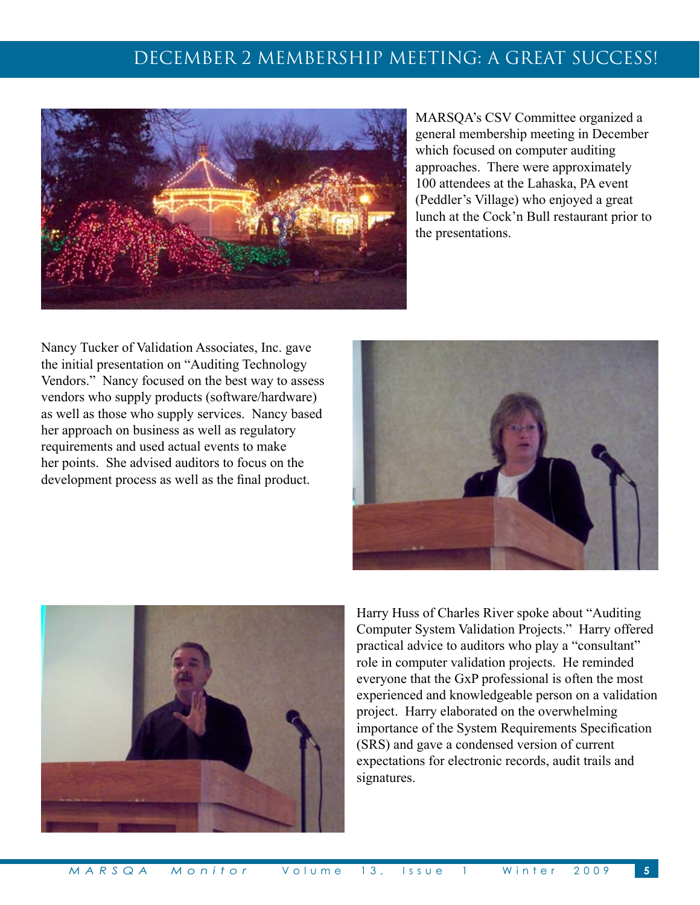# DECEMBER 2 MEMBERSHIP MEETING: A GREAT SUCCESS!

MARSQA's CSV Committee organized a general membership meeting in December which focused on computer auditing approaches. There were approximately 100 attendees at the Lahaska, PA event (Peddler's Village) who enjoyed a great lunch at the Cock'n Bull restaurant prior to the presentations.

Nancy Tucker of Validation Associates, Inc. gave the initial presentation on "Auditing Technology Vendors." Nancy focused on the best way to assess vendors who supply products (software/hardware) as well as those who supply services. Nancy based her approach on business as well as regulatory requirements and used actual events to make her points. She advised auditors to focus on the development process as well as the final product.

Harry Huss of Charles River spoke about "Auditing Computer System Validation Projects." Harry offered practical advice to auditors who play a "consultant" role in computer validation projects. He reminded everyone that the GxP professional is often the most experienced and knowledgeable person on a validation project. Harry elaborated on the overwhelming importance of the System Requirements Specification (SRS) and gave a condensed version of current expectations for electronic records, audit trails and signatures.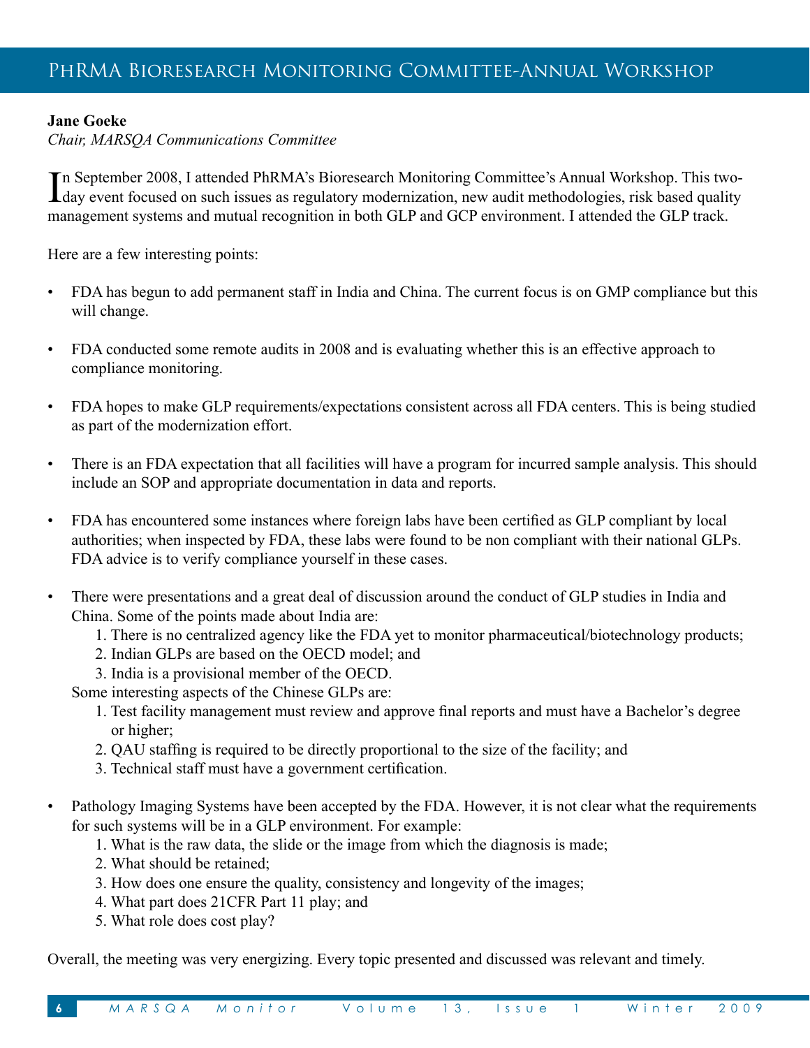# PhRMA Bioresearch Monitoring Committee-Annual Workshop

**Jane Goeke**
*Chair, MARSQA Communications Committee*

In September 2008, I attended PhRMA's Bioresearch Monitoring Committee's Annual Workshop. This two-day event focused on such issues as regulatory modernization, new audit methodologies, risk based quality management systems and mutual recognition in both GLP and GCP environment. I attended the GLP track.

Here are a few interesting points:

- FDA has begun to add permanent staff in India and China. The current focus is on GMP compliance but this will change.

- FDA conducted some remote audits in 2008 and is evaluating whether this is an effective approach to compliance monitoring.

- FDA hopes to make GLP requirements/expectations consistent across all FDA centers. This is being studied as part of the modernization effort.

- There is an FDA expectation that all facilities will have a program for incurred sample analysis. This should include an SOP and appropriate documentation in data and reports.

- FDA has encountered some instances where foreign labs have been certified as GLP compliant by local authorities; when inspected by FDA, these labs were found to be non compliant with their national GLPs. FDA advice is to verify compliance yourself in these cases.

- There were presentations and a great deal of discussion around the conduct of GLP studies in India and China. Some of the points made about India are:
  1. There is no centralized agency like the FDA yet to monitor pharmaceutical/biotechnology products;
  2. Indian GLPs are based on the OECD model; and
  3. India is a provisional member of the OECD.

  Some interesting aspects of the Chinese GLPs are:
  1. Test facility management must review and approve final reports and must have a Bachelor's degree or higher;
  2. QAU staffing is required to be directly proportional to the size of the facility; and
  3. Technical staff must have a government certification.

- Pathology Imaging Systems have been accepted by the FDA. However, it is not clear what the requirements for such systems will be in a GLP environment. For example:
  1. What is the raw data, the slide or the image from which the diagnosis is made;
  2. What should be retained;
  3. How does one ensure the quality, consistency and longevity of the images;
  4. What part does 21CFR Part 11 play; and
  5. What role does cost play?

Overall, the meeting was very energizing. Every topic presented and discussed was relevant and timely.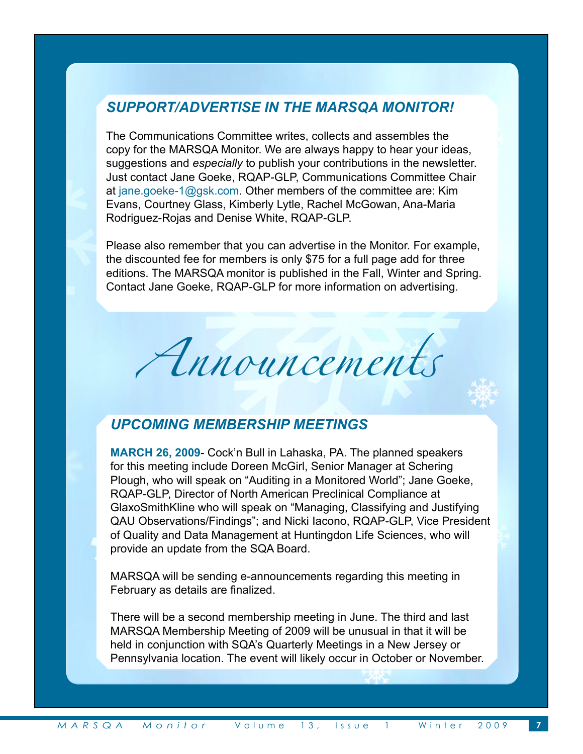## *SUPPORT/ADVERTISE IN THE MARSQA MONITOR!*

The Communications Committee writes, collects and assembles the copy for the MARSQA Monitor. We are always happy to hear your ideas, suggestions and *especially* to publish your contributions in the newsletter. Just contact Jane Goeke, RQAP-GLP, Communications Committee Chair at jane.goeke-1@gsk.com. Other members of the committee are: Kim Evans, Courtney Glass, Kimberly Lytle, Rachel McGowan, Ana-Maria Rodriguez-Rojas and Denise White, RQAP-GLP.

Please also remember that you can advertise in the Monitor. For example, the discounted fee for members is only $75 for a full page add for three editions. The MARSQA monitor is published in the Fall, Winter and Spring. Contact Jane Goeke, RQAP-GLP for more information on advertising.

# *Announcements*

## *UPCOMING MEMBERSHIP MEETINGS*

**MARCH 26, 2009**- Cock'n Bull in Lahaska, PA. The planned speakers for this meeting include Doreen McGirl, Senior Manager at Schering Plough, who will speak on "Auditing in a Monitored World"; Jane Goeke, RQAP-GLP, Director of North American Preclinical Compliance at GlaxoSmithKline who will speak on "Managing, Classifying and Justifying QAU Observations/Findings"; and Nicki Iacono, RQAP-GLP, Vice President of Quality and Data Management at Huntingdon Life Sciences, who will provide an update from the SQA Board.

MARSQA will be sending e-announcements regarding this meeting in February as details are finalized.

There will be a second membership meeting in June. The third and last MARSQA Membership Meeting of 2009 will be unusual in that it will be held in conjunction with SQA's Quarterly Meetings in a New Jersey or Pennsylvania location. The event will likely occur in October or November.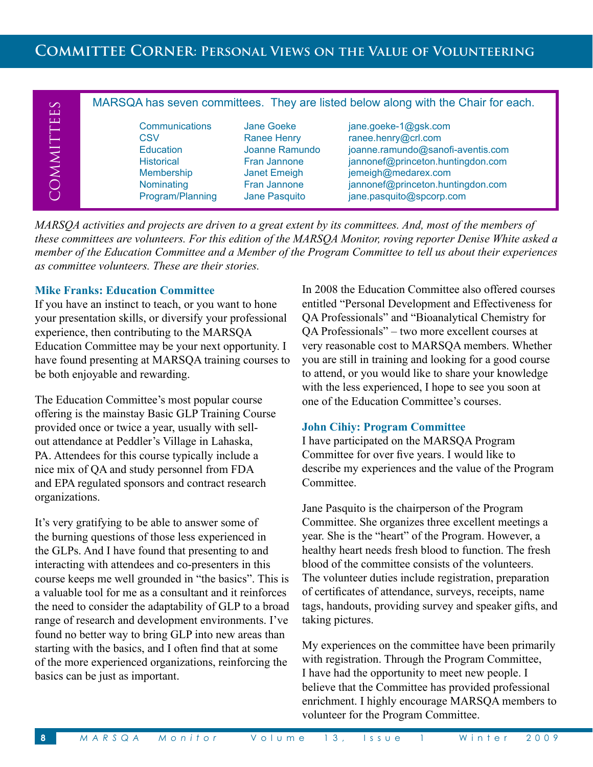## Committee Corner: Personal Views on the Value of Volunteering

**COMMITTEES**

MARSQA has seven committees. They are listed below along with the Chair for each.

| Committee | Chair | Email |
|---|---|---|
| Communications | Jane Goeke | jane.goeke-1@gsk.com |
| CSV | Ranee Henry | ranee.henry@crl.com |
| Education | Joanne Ramundo | joanne.ramundo@sanofi-aventis.com |
| Historical | Fran Jannone | jannonef@princeton.huntingdon.com |
| Membership | Janet Emeigh | jemeigh@medarex.com |
| Nominating | Fran Jannone | jannonef@princeton.huntingdon.com |
| Program/Planning | Jane Pasquito | jane.pasquito@spcorp.com |

*MARSQA activities and projects are driven to a great extent by its committees. And, most of the members of these committees are volunteers. For this edition of the MARSQA Monitor, roving reporter Denise White asked a member of the Education Committee and a Member of the Program Committee to tell us about their experiences as committee volunteers. These are their stories.*

### Mike Franks: Education Committee

If you have an instinct to teach, or you want to hone your presentation skills, or diversify your professional experience, then contributing to the MARSQA Education Committee may be your next opportunity. I have found presenting at MARSQA training courses to be both enjoyable and rewarding.

The Education Committee's most popular course offering is the mainstay Basic GLP Training Course provided once or twice a year, usually with sell-out attendance at Peddler's Village in Lahaska, PA. Attendees for this course typically include a nice mix of QA and study personnel from FDA and EPA regulated sponsors and contract research organizations.

It's very gratifying to be able to answer some of the burning questions of those less experienced in the GLPs. And I have found that presenting to and interacting with attendees and co-presenters in this course keeps me well grounded in "the basics". This is a valuable tool for me as a consultant and it reinforces the need to consider the adaptability of GLP to a broad range of research and development environments. I've found no better way to bring GLP into new areas than starting with the basics, and I often find that at some of the more experienced organizations, reinforcing the basics can be just as important.

In 2008 the Education Committee also offered courses entitled "Personal Development and Effectiveness for QA Professionals" and "Bioanalytical Chemistry for QA Professionals" – two more excellent courses at very reasonable cost to MARSQA members. Whether you are still in training and looking for a good course to attend, or you would like to share your knowledge with the less experienced, I hope to see you soon at one of the Education Committee's courses.

### John Cihiy: Program Committee

I have participated on the MARSQA Program Committee for over five years. I would like to describe my experiences and the value of the Program Committee.

Jane Pasquito is the chairperson of the Program Committee. She organizes three excellent meetings a year. She is the "heart" of the Program. However, a healthy heart needs fresh blood to function. The fresh blood of the committee consists of the volunteers. The volunteer duties include registration, preparation of certificates of attendance, surveys, receipts, name tags, handouts, providing survey and speaker gifts, and taking pictures.

My experiences on the committee have been primarily with registration. Through the Program Committee, I have had the opportunity to meet new people. I believe that the Committee has provided professional enrichment. I highly encourage MARSQA members to volunteer for the Program Committee.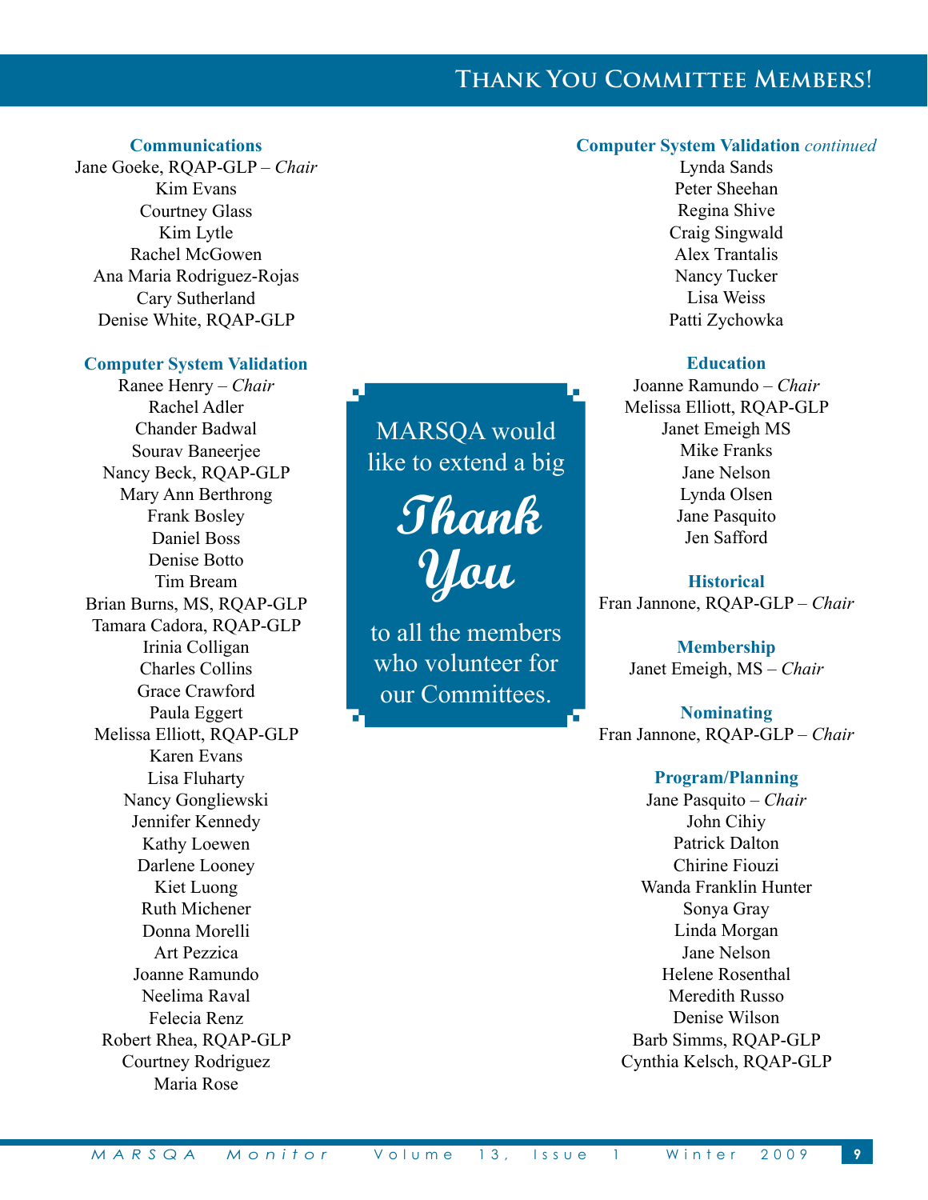# Thank You Committee Members!

### Communications

Jane Goeke, RQAP-GLP – *Chair*
Kim Evans
Courtney Glass
Kim Lytle
Rachel McGowen
Ana Maria Rodriguez-Rojas
Cary Sutherland
Denise White, RQAP-GLP

### Computer System Validation

Ranee Henry – *Chair*
Rachel Adler
Chander Badwal
Sourav Baneerjee
Nancy Beck, RQAP-GLP
Mary Ann Berthrong
Frank Bosley
Daniel Boss
Denise Botto
Tim Bream
Brian Burns, MS, RQAP-GLP
Tamara Cadora, RQAP-GLP
Irinia Colligan
Charles Collins
Grace Crawford
Paula Eggert
Melissa Elliott, RQAP-GLP
Karen Evans
Lisa Fluharty
Nancy Gongliewski
Jennifer Kennedy
Kathy Loewen
Darlene Looney
Kiet Luong
Ruth Michener
Donna Morelli
Art Pezzica
Joanne Ramundo
Neelima Raval
Felecia Renz
Robert Rhea, RQAP-GLP
Courtney Rodriguez
Maria Rose

MARSQA would like to extend a big **Thank You** to all the members who volunteer for our Committees.

### Computer System Validation *continued*

Lynda Sands
Peter Sheehan
Regina Shive
Craig Singwald
Alex Trantalis
Nancy Tucker
Lisa Weiss
Patti Zychowka

### Education

Joanne Ramundo – *Chair*
Melissa Elliott, RQAP-GLP
Janet Emeigh MS
Mike Franks
Jane Nelson
Lynda Olsen
Jane Pasquito
Jen Safford

### Historical

Fran Jannone, RQAP-GLP – *Chair*

### Membership

Janet Emeigh, MS – *Chair*

### Nominating

Fran Jannone, RQAP-GLP – *Chair*

### Program/Planning

Jane Pasquito – *Chair*
John Cihiy
Patrick Dalton
Chirine Fiouzi
Wanda Franklin Hunter
Sonya Gray
Linda Morgan
Jane Nelson
Helene Rosenthal
Meredith Russo
Denise Wilson
Barb Simms, RQAP-GLP
Cynthia Kelsch, RQAP-GLP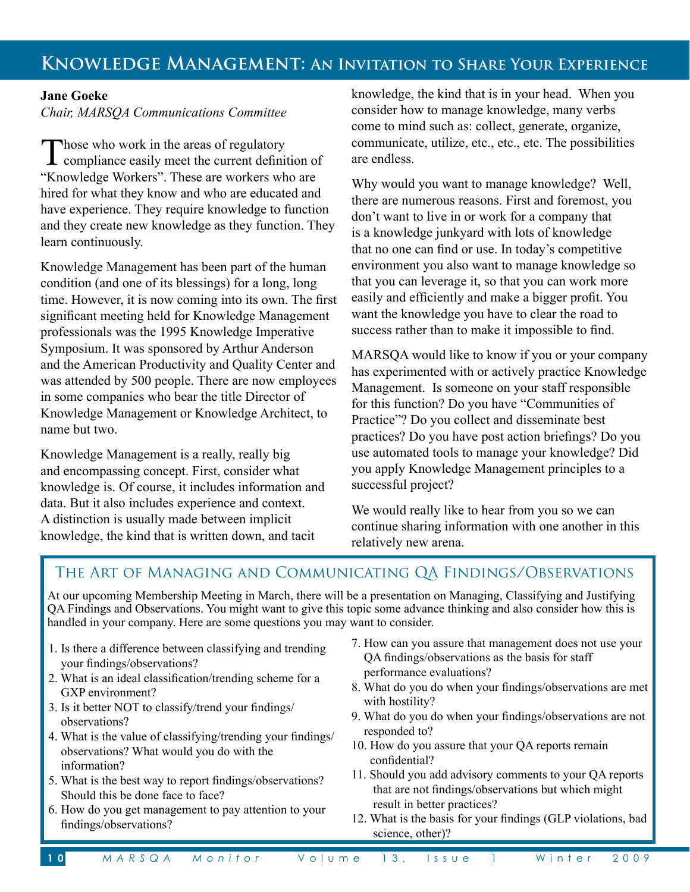## Knowledge Management: An Invitation to Share Your Experience

**Jane Goeke**
*Chair, MARSQA Communications Committee*

Those who work in the areas of regulatory compliance easily meet the current definition of "Knowledge Workers". These are workers who are hired for what they know and who are educated and have experience. They require knowledge to function and they create new knowledge as they function. They learn continuously.

Knowledge Management has been part of the human condition (and one of its blessings) for a long, long time. However, it is now coming into its own. The first significant meeting held for Knowledge Management professionals was the 1995 Knowledge Imperative Symposium. It was sponsored by Arthur Anderson and the American Productivity and Quality Center and was attended by 500 people. There are now employees in some companies who bear the title Director of Knowledge Management or Knowledge Architect, to name but two.

Knowledge Management is a really, really big and encompassing concept. First, consider what knowledge is. Of course, it includes information and data. But it also includes experience and context. A distinction is usually made between implicit knowledge, the kind that is written down, and tacit knowledge, the kind that is in your head. When you consider how to manage knowledge, many verbs come to mind such as: collect, generate, organize, communicate, utilize, etc., etc., etc. The possibilities are endless.

Why would you want to manage knowledge? Well, there are numerous reasons. First and foremost, you don't want to live in or work for a company that is a knowledge junkyard with lots of knowledge that no one can find or use. In today's competitive environment you also want to manage knowledge so that you can leverage it, so that you can work more easily and efficiently and make a bigger profit. You want the knowledge you have to clear the road to success rather than to make it impossible to find.

MARSQA would like to know if you or your company has experimented with or actively practice Knowledge Management. Is someone on your staff responsible for this function? Do you have "Communities of Practice"? Do you collect and disseminate best practices? Do you have post action briefings? Do you use automated tools to manage your knowledge? Did you apply Knowledge Management principles to a successful project?

We would really like to hear from you so we can continue sharing information with one another in this relatively new arena.

## The Art of Managing and Communicating QA Findings/Observations

At our upcoming Membership Meeting in March, there will be a presentation on Managing, Classifying and Justifying QA Findings and Observations. You might want to give this topic some advance thinking and also consider how this is handled in your company. Here are some questions you may want to consider.

1. Is there a difference between classifying and trending your findings/observations?
2. What is an ideal classification/trending scheme for a GXP environment?
3. Is it better NOT to classify/trend your findings/observations?
4. What is the value of classifying/trending your findings/observations? What would you do with the information?
5. What is the best way to report findings/observations? Should this be done face to face?
6. How do you get management to pay attention to your findings/observations?
7. How can you assure that management does not use your QA findings/observations as the basis for staff performance evaluations?
8. What do you do when your findings/observations are met with hostility?
9. What do you do when your findings/observations are not responded to?
10. How do you assure that your QA reports remain confidential?
11. Should you add advisory comments to your QA reports that are not findings/observations but which might result in better practices?
12. What is the basis for your findings (GLP violations, bad science, other)?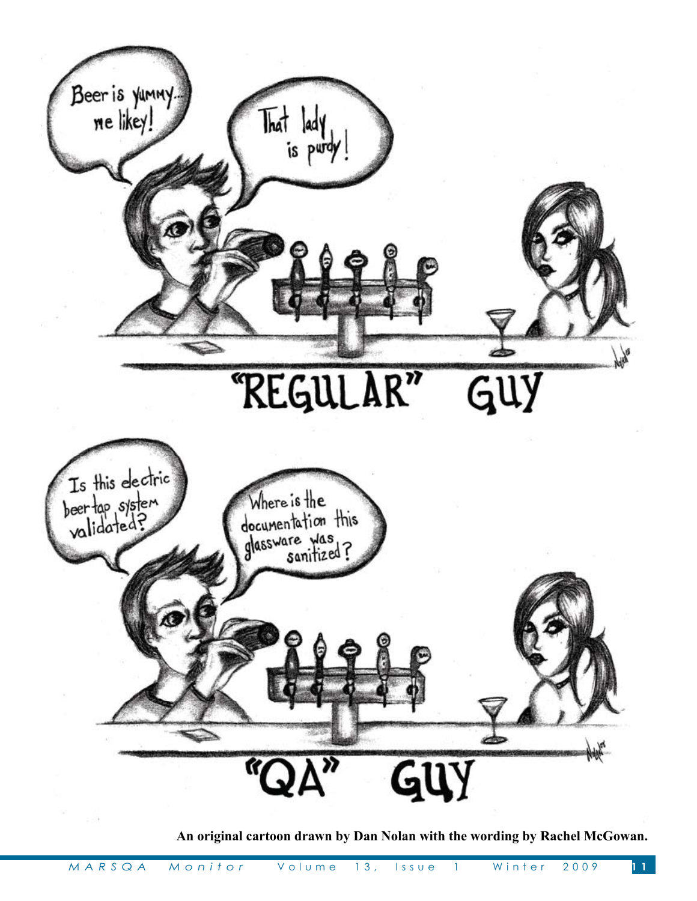Beer is yummy... me likey!

That lady is purdy!

"REGULAR" GUY

Is this electric beer tap system validated?

Where is the documentation this glassware was sanitized?

"QA" GUY

**An original cartoon drawn by Dan Nolan with the wording by Rachel McGowan.**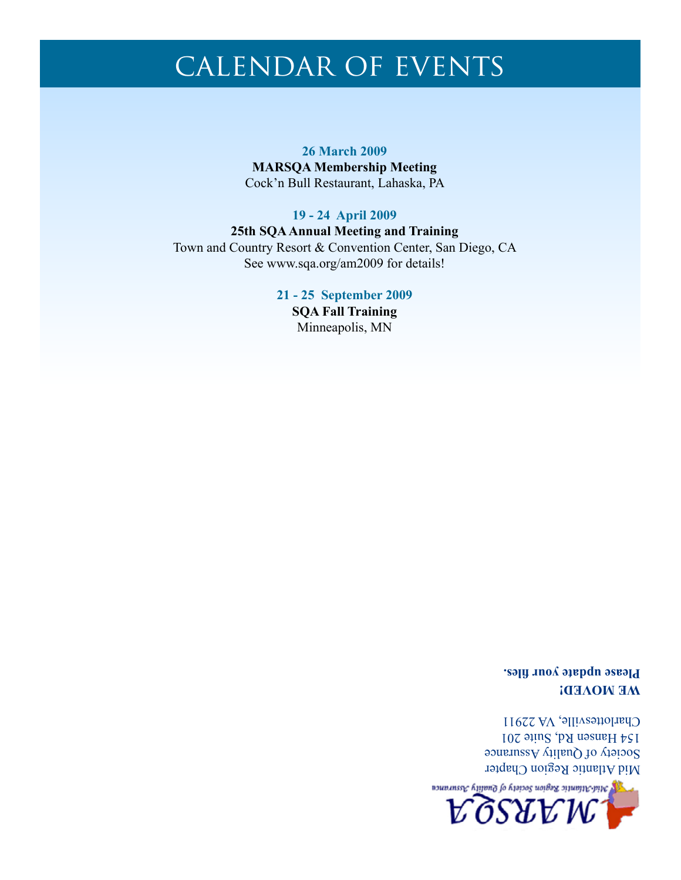# CALENDAR OF EVENTS

**26 March 2009**
**MARSQA Membership Meeting**
Cock'n Bull Restaurant, Lahaska, PA

**19 - 24 April 2009**
**25th SQA Annual Meeting and Training**
Town and Country Resort & Convention Center, San Diego, CA
See www.sqa.org/am2009 for details!

**21 - 25 September 2009**
**SQA Fall Training**
Minneapolis, MN

MARSQA
Mid-Atlantic Region Society of Quality Assurance

Mid Atlantic Region Chapter
Society of Quality Assurance
154 Hansen Rd, Suite 201
Charlottesville, VA 22911

**WE MOVED!**
**Please update your files.**